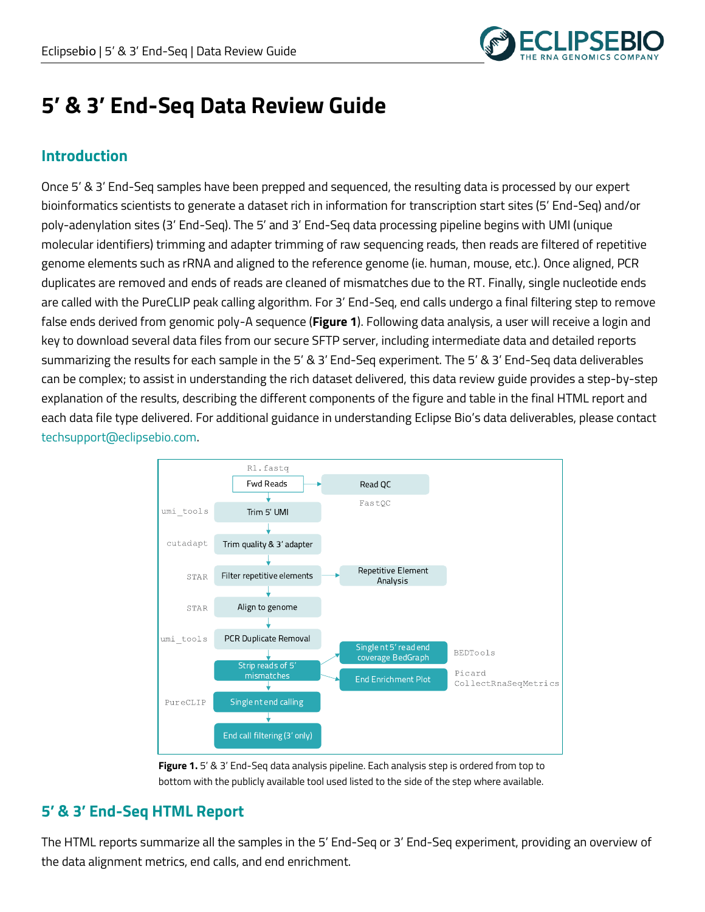# 5' & 3' End-Seq Data Review Guide

## Introduction

Once 5' & 3' End-Seq samples have been prepped and sequenced, the resulting data is processed by our expert bioinformatics scientists to generate a dataset rich in information for transcription start sites (5' End-Seq) and/or poly-adenylation sites (3' End-Seq). The 5' and 3' End-Seq data processing pipeline begins with UMI (unique molecular identifiers) trimming and adapter trimming of raw sequencing reads, then reads are filtered of repetitive genome elements such as rRNA and aligned to the reference genome (ie. human, mouse, etc.). Once aligned, PCR duplicates are removed and ends of reads are cleaned of mismatches due to the RT. Finally, single nucleotide ends are called with the PureCLIP peak calling algorithm. For 3' End-Seq, end calls undergo a final filtering step to remove false ends derived from genomic poly-A sequence (**Figure 1**). Following data analysis, a user will receive a login and key to download several data files from our secure SFTP server, including intermediate data and detailed reports summarizing the results for each sample in the 5' & 3' End-Seq experiment. The 5' & 3' End-Seq data deliverables can be complex; to assist in understanding the rich dataset delivered, this data review guide provides a step-by-step explanation of the results, describing the different components of the figure and table in the final HTML report and each data file type delivered. For additional guidance in understanding Eclipse Bio's data deliverables, please contact techsupport@eclipsebio.com.

**Figure 1.** 5' & 3' End-Seq data analysis pipeline. Each analysis step is ordered from top to bottom with the publicly available tool used listed to the side of the step where available.

## 5' & 3' End-Seq HTML Report

The HTML reports summarize all the samples in the 5' End-Seq or 3' End-Seq experiment, providing an overview of the data alignment metrics, end calls, and end enrichment.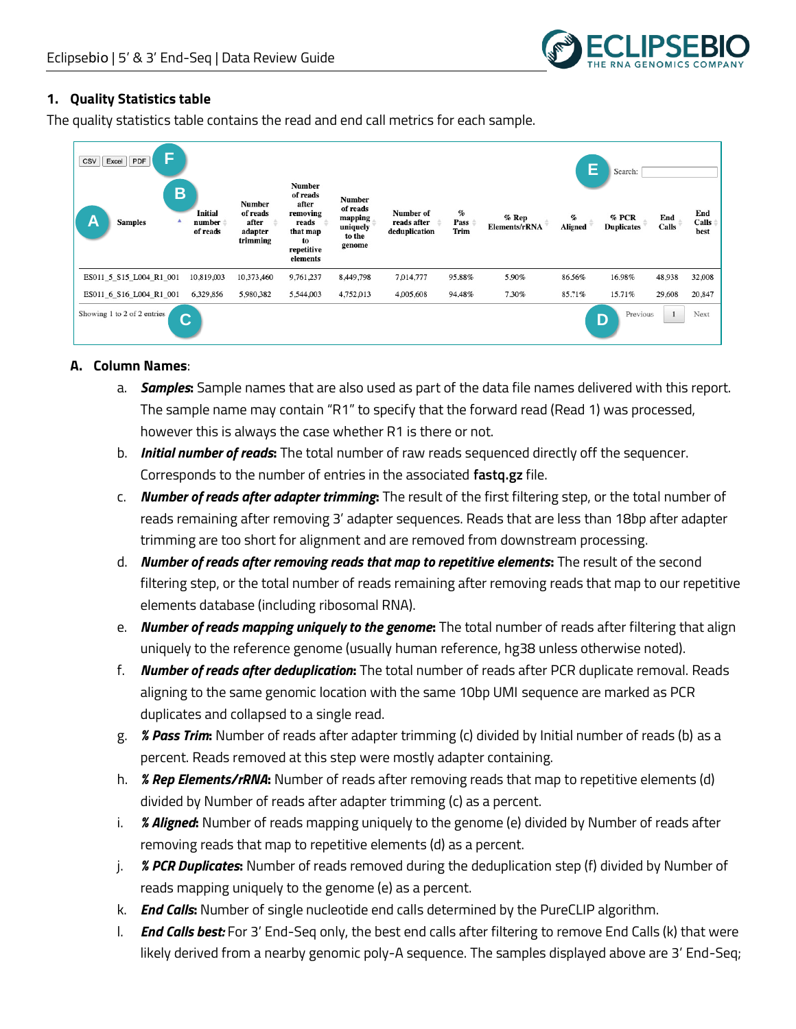## 1. Quality Statistics table

The quality statistics table contains the read and end call metrics for each sample.

CSV | Excel | PDF **F**

**E** Search:

| **A** Samples | **B** Initial number of reads | Number of reads after adapter trimming | Number of reads after removing reads that map to repetitive elements | Number of reads mapping uniquely to the genome | Number of reads after deduplication | % Pass Trim | % Rep Elements/rRNA | % Aligned | % PCR Duplicates | End Calls | End Calls best |
|---|---|---|---|---|---|---|---|---|---|---|---|
| ES011_5_S15_L004_R1_001 | 10,819,003 | 10,373,460 | 9,761,237 | 8,449,798 | 7,014,777 | 95.88% | 5.90% | 86.56% | 16.98% | 48,938 | 32,008 |
| ES011_6_S16_L004_R1_001 | 6,329,856 | 5,980,382 | 5,544,003 | 4,752,013 | 4,005,608 | 94.48% | 7.30% | 85.71% | 15.71% | 29,608 | 20,847 |

Showing 1 to 2 of 2 entries **C**

**D** Previous 1 Next

### A. Column Names:

a. ***Samples*:** Sample names that are also used as part of the data file names delivered with this report. The sample name may contain "R1" to specify that the forward read (Read 1) was processed, however this is always the case whether R1 is there or not.

b. ***Initial number of reads*:** The total number of raw reads sequenced directly off the sequencer. Corresponds to the number of entries in the associated **fastq.gz** file.

c. ***Number of reads after adapter trimming*:** The result of the first filtering step, or the total number of reads remaining after removing 3' adapter sequences. Reads that are less than 18bp after adapter trimming are too short for alignment and are removed from downstream processing.

d. ***Number of reads after removing reads that map to repetitive elements*:** The result of the second filtering step, or the total number of reads remaining after removing reads that map to our repetitive elements database (including ribosomal RNA).

e. ***Number of reads mapping uniquely to the genome*:** The total number of reads after filtering that align uniquely to the reference genome (usually human reference, hg38 unless otherwise noted).

f. ***Number of reads after deduplication*:** The total number of reads after PCR duplicate removal. Reads aligning to the same genomic location with the same 10bp UMI sequence are marked as PCR duplicates and collapsed to a single read.

g. ***% Pass Trim*:** Number of reads after adapter trimming (c) divided by Initial number of reads (b) as a percent. Reads removed at this step were mostly adapter containing.

h. ***% Rep Elements/rRNA*:** Number of reads after removing reads that map to repetitive elements (d) divided by Number of reads after adapter trimming (c) as a percent.

i. ***% Aligned*:** Number of reads mapping uniquely to the genome (e) divided by Number of reads after removing reads that map to repetitive elements (d) as a percent.

j. ***% PCR Duplicates*:** Number of reads removed during the deduplication step (f) divided by Number of reads mapping uniquely to the genome (e) as a percent.

k. ***End Calls*:** Number of single nucleotide end calls determined by the PureCLIP algorithm.

l. ***End Calls best:*** For 3' End-Seq only, the best end calls after filtering to remove End Calls (k) that were likely derived from a nearby genomic poly-A sequence. The samples displayed above are 3' End-Seq;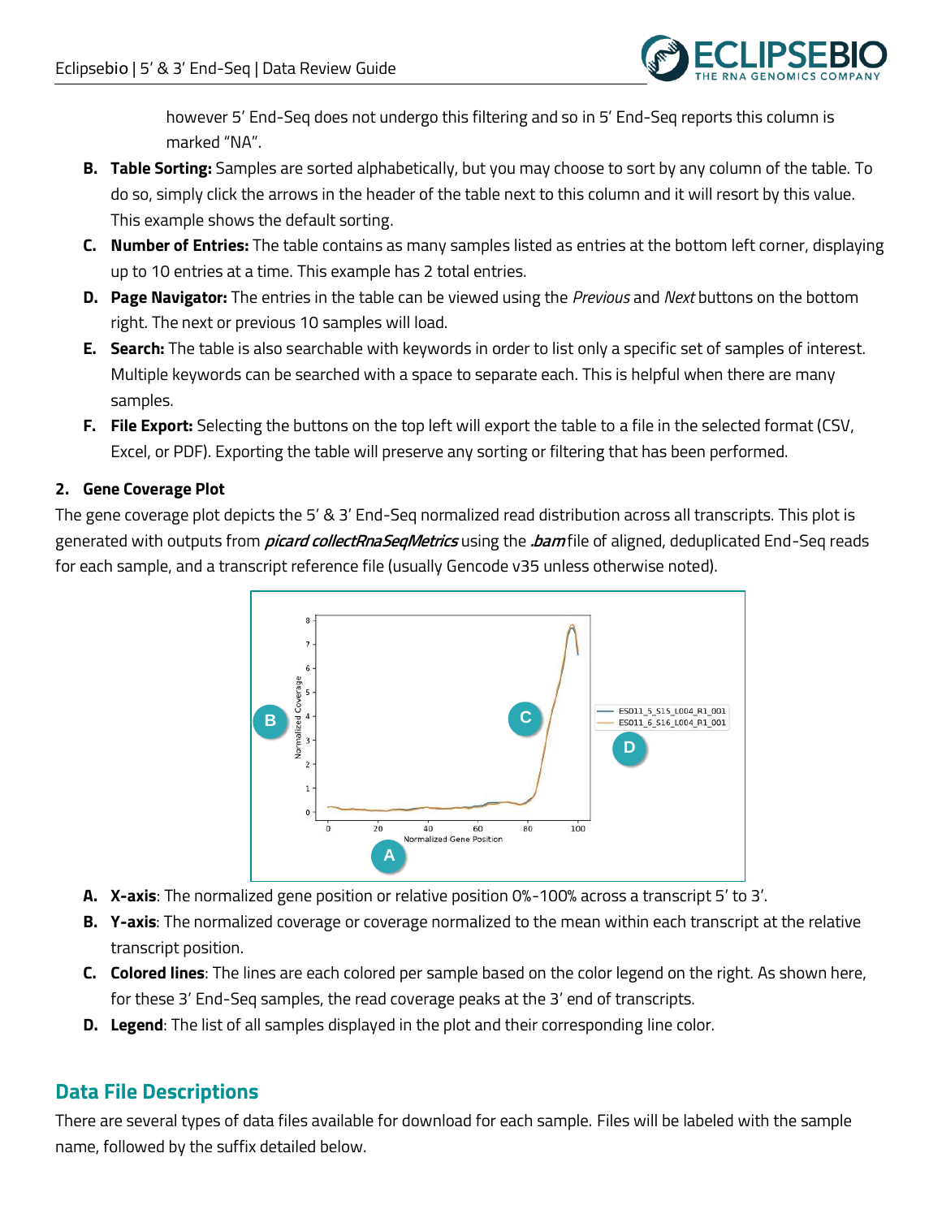however 5′ End-Seq does not undergo this filtering and so in 5′ End-Seq reports this column is marked "NA".

B. **Table Sorting:** Samples are sorted alphabetically, but you may choose to sort by any column of the table. To do so, simply click the arrows in the header of the table next to this column and it will resort by this value. This example shows the default sorting.

C. **Number of Entries:** The table contains as many samples listed as entries at the bottom left corner, displaying up to 10 entries at a time. This example has 2 total entries.

D. **Page Navigator:** The entries in the table can be viewed using the *Previous* and *Next* buttons on the bottom right. The next or previous 10 samples will load.

E. **Search:** The table is also searchable with keywords in order to list only a specific set of samples of interest. Multiple keywords can be searched with a space to separate each. This is helpful when there are many samples.

F. **File Export:** Selecting the buttons on the top left will export the table to a file in the selected format (CSV, Excel, or PDF). Exporting the table will preserve any sorting or filtering that has been performed.

**2. Gene Coverage Plot**

The gene coverage plot depicts the 5′ & 3′ End-Seq normalized read distribution across all transcripts. This plot is generated with outputs from ***picard collectRnaSeqMetrics*** using the ***.bam*** file of aligned, deduplicated End-Seq reads for each sample, and a transcript reference file (usually Gencode v35 unless otherwise noted).

A. **X-axis**: The normalized gene position or relative position 0%-100% across a transcript 5′ to 3′.

B. **Y-axis**: The normalized coverage or coverage normalized to the mean within each transcript at the relative transcript position.

C. **Colored lines**: The lines are each colored per sample based on the color legend on the right. As shown here, for these 3′ End-Seq samples, the read coverage peaks at the 3′ end of transcripts.

D. **Legend**: The list of all samples displayed in the plot and their corresponding line color.

## Data File Descriptions

There are several types of data files available for download for each sample. Files will be labeled with the sample name, followed by the suffix detailed below.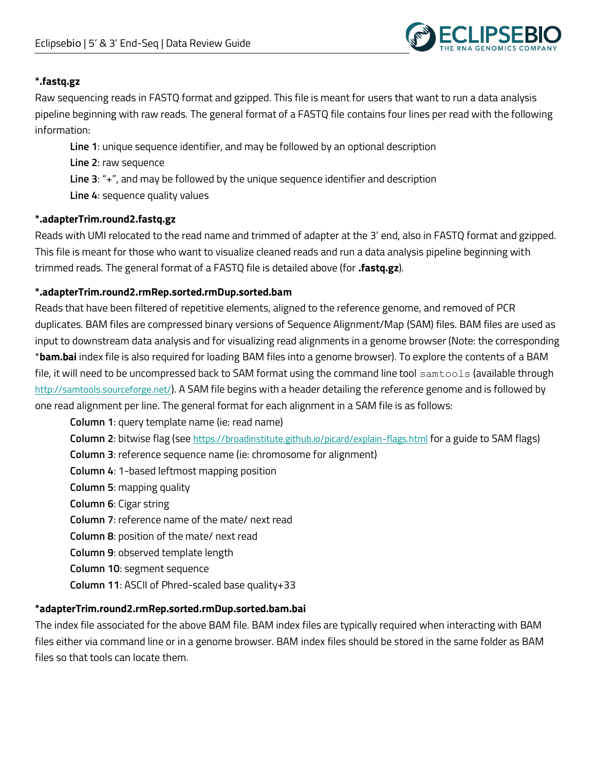**\*.fastq.gz**

Raw sequencing reads in FASTQ format and gzipped. This file is meant for users that want to run a data analysis pipeline beginning with raw reads. The general format of a FASTQ file contains four lines per read with the following information:

**Line 1**: unique sequence identifier, and may be followed by an optional description
**Line 2**: raw sequence
**Line 3**: "+", and may be followed by the unique sequence identifier and description
**Line 4**: sequence quality values

**\*.adapterTrim.round2.fastq.gz**

Reads with UMI relocated to the read name and trimmed of adapter at the 3' end, also in FASTQ format and gzipped. This file is meant for those who want to visualize cleaned reads and run a data analysis pipeline beginning with trimmed reads. The general format of a FASTQ file is detailed above (for **.fastq.gz**).

**\*.adapterTrim.round2.rmRep.sorted.rmDup.sorted.bam**

Reads that have been filtered of repetitive elements, aligned to the reference genome, and removed of PCR duplicates. BAM files are compressed binary versions of Sequence Alignment/Map (SAM) files. BAM files are used as input to downstream data analysis and for visualizing read alignments in a genome browser (Note: the corresponding \***bam.bai** index file is also required for loading BAM files into a genome browser). To explore the contents of a BAM file, it will need to be uncompressed back to SAM format using the command line tool `samtools` (available through http://samtools.sourceforge.net/). A SAM file begins with a header detailing the reference genome and is followed by one read alignment per line. The general format for each alignment in a SAM file is as follows:

**Column 1**: query template name (ie: read name)
**Column 2**: bitwise flag (see https://broadinstitute.github.io/picard/explain-flags.html for a guide to SAM flags)
**Column 3**: reference sequence name (ie: chromosome for alignment)
**Column 4**: 1-based leftmost mapping position
**Column 5**: mapping quality
**Column 6**: Cigar string
**Column 7**: reference name of the mate/ next read
**Column 8**: position of the mate/ next read
**Column 9**: observed template length
**Column 10**: segment sequence
**Column 11**: ASCII of Phred-scaled base quality+33

**\*adapterTrim.round2.rmRep.sorted.rmDup.sorted.bam.bai**

The index file associated for the above BAM file. BAM index files are typically required when interacting with BAM files either via command line or in a genome browser. BAM index files should be stored in the same folder as BAM files so that tools can locate them.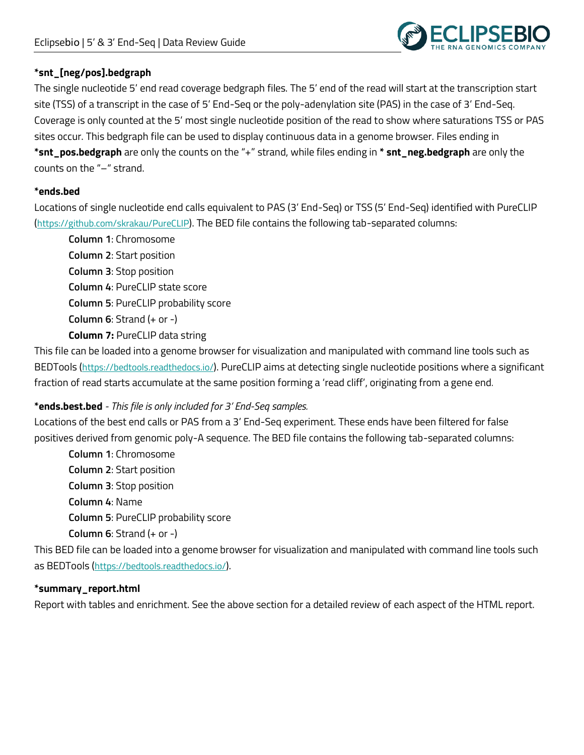**\*snt_[neg/pos].bedgraph**

The single nucleotide 5′ end read coverage bedgraph files. The 5′ end of the read will start at the transcription start site (TSS) of a transcript in the case of 5′ End-Seq or the poly-adenylation site (PAS) in the case of 3′ End-Seq. Coverage is only counted at the 5′ most single nucleotide position of the read to show where saturations TSS or PAS sites occur. This bedgraph file can be used to display continuous data in a genome browser. Files ending in **\*snt_pos.bedgraph** are only the counts on the "+" strand, while files ending in **\* snt_neg.bedgraph** are only the counts on the "–" strand.

**\*ends.bed**

Locations of single nucleotide end calls equivalent to PAS (3′ End-Seq) or TSS (5′ End-Seq) identified with PureCLIP (https://github.com/skrakau/PureCLIP). The BED file contains the following tab-separated columns:

- **Column 1**: Chromosome
- **Column 2**: Start position
- **Column 3**: Stop position
- **Column 4**: PureCLIP state score
- **Column 5**: PureCLIP probability score
- **Column 6**: Strand (+ or -)
- **Column 7:** PureCLIP data string

This file can be loaded into a genome browser for visualization and manipulated with command line tools such as BEDTools (https://bedtools.readthedocs.io/). PureCLIP aims at detecting single nucleotide positions where a significant fraction of read starts accumulate at the same position forming a 'read cliff', originating from a gene end.

**\*ends.best.bed** - *This file is only included for 3′ End-Seq samples.*

Locations of the best end calls or PAS from a 3′ End-Seq experiment. These ends have been filtered for false positives derived from genomic poly-A sequence. The BED file contains the following tab-separated columns:

- **Column 1**: Chromosome
- **Column 2**: Start position
- **Column 3**: Stop position
- **Column 4**: Name
- **Column 5**: PureCLIP probability score
- **Column 6**: Strand (+ or -)

This BED file can be loaded into a genome browser for visualization and manipulated with command line tools such as BEDTools (https://bedtools.readthedocs.io/).

**\*summary_report.html**

Report with tables and enrichment. See the above section for a detailed review of each aspect of the HTML report.